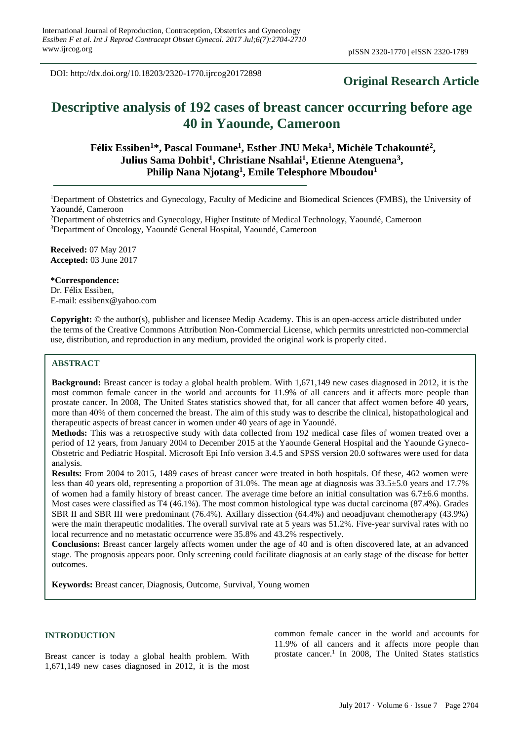DOI: http://dx.doi.org/10.18203/2320-1770.ijrcog20172898

**Original Research Article**

# Descriptive analysis of 192 cases of breast cancer occurring before age 40 in Yaounde, Cameroon

**Félix Essiben[1]*, Pascal Foumane[1], Esther JNU Meka[1], Michèle Tchakounté[2], Julius Sama Dohbit[1], Christiane Nsahlai[1], Etienne Atenguena[3], Philip Nana Njotang[1], Emile Telesphore Mboudou[1]**

[1]Department of Obstetrics and Gynecology, Faculty of Medicine and Biomedical Sciences (FMBS), the University of Yaoundé, Cameroon

[2]Department of obstetrics and Gynecology, Higher Institute of Medical Technology, Yaoundé, Cameroon

[3]Department of Oncology, Yaoundé General Hospital, Yaoundé, Cameroon

**Received:** 07 May 2017
**Accepted:** 03 June 2017

**\*Correspondence:**
Dr. Félix Essiben,
E-mail: essibenx@yahoo.com

**Copyright:** © the author(s), publisher and licensee Medip Academy. This is an open-access article distributed under the terms of the Creative Commons Attribution Non-Commercial License, which permits unrestricted non-commercial use, distribution, and reproduction in any medium, provided the original work is properly cited.

## ABSTRACT

**Background:** Breast cancer is today a global health problem. With 1,671,149 new cases diagnosed in 2012, it is the most common female cancer in the world and accounts for 11.9% of all cancers and it affects more people than prostate cancer. In 2008, The United States statistics showed that, for all cancer that affect women before 40 years, more than 40% of them concerned the breast. The aim of this study was to describe the clinical, histopathological and therapeutic aspects of breast cancer in women under 40 years of age in Yaoundé.

**Methods:** This was a retrospective study with data collected from 192 medical case files of women treated over a period of 12 years, from January 2004 to December 2015 at the Yaounde General Hospital and the Yaounde Gyneco-Obstetric and Pediatric Hospital. Microsoft Epi Info version 3.4.5 and SPSS version 20.0 softwares were used for data analysis.

**Results:** From 2004 to 2015, 1489 cases of breast cancer were treated in both hospitals. Of these, 462 women were less than 40 years old, representing a proportion of 31.0%. The mean age at diagnosis was 33.5±5.0 years and 17.7% of women had a family history of breast cancer. The average time before an initial consultation was 6.7±6.6 months. Most cases were classified as T4 (46.1%). The most common histological type was ductal carcinoma (87.4%). Grades SBR II and SBR III were predominant (76.4%). Axillary dissection (64.4%) and neoadjuvant chemotherapy (43.9%) were the main therapeutic modalities. The overall survival rate at 5 years was 51.2%. Five-year survival rates with no local recurrence and no metastatic occurrence were 35.8% and 43.2% respectively.

**Conclusions:** Breast cancer largely affects women under the age of 40 and is often discovered late, at an advanced stage. The prognosis appears poor. Only screening could facilitate diagnosis at an early stage of the disease for better outcomes.

**Keywords:** Breast cancer, Diagnosis, Outcome, Survival, Young women

## INTRODUCTION

Breast cancer is today a global health problem. With 1,671,149 new cases diagnosed in 2012, it is the most common female cancer in the world and accounts for 11.9% of all cancers and it affects more people than prostate cancer.[1] In 2008, The United States statistics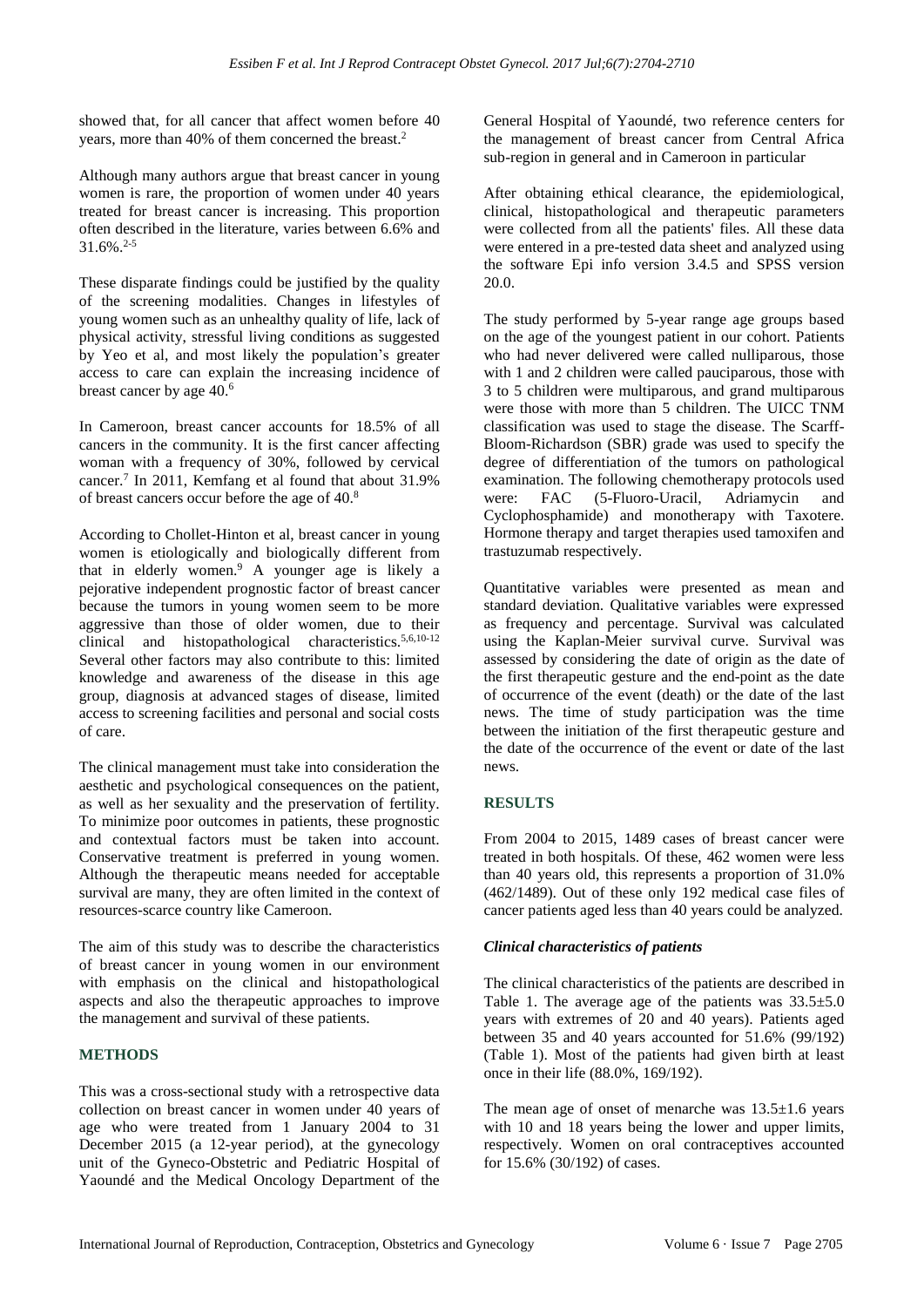showed that, for all cancer that affect women before 40 years, more than 40% of them concerned the breast.[2]

Although many authors argue that breast cancer in young women is rare, the proportion of women under 40 years treated for breast cancer is increasing. This proportion often described in the literature, varies between 6.6% and 31.6%.[2-5]

These disparate findings could be justified by the quality of the screening modalities. Changes in lifestyles of young women such as an unhealthy quality of life, lack of physical activity, stressful living conditions as suggested by Yeo et al, and most likely the population's greater access to care can explain the increasing incidence of breast cancer by age 40.[6]

In Cameroon, breast cancer accounts for 18.5% of all cancers in the community. It is the first cancer affecting woman with a frequency of 30%, followed by cervical cancer.[7] In 2011, Kemfang et al found that about 31.9% of breast cancers occur before the age of 40.[8]

According to Chollet-Hinton et al, breast cancer in young women is etiologically and biologically different from that in elderly women.[9] A younger age is likely a pejorative independent prognostic factor of breast cancer because the tumors in young women seem to be more aggressive than those of older women, due to their clinical and histopathological characteristics.[5,6,10-12] Several other factors may also contribute to this: limited knowledge and awareness of the disease in this age group, diagnosis at advanced stages of disease, limited access to screening facilities and personal and social costs of care.

The clinical management must take into consideration the aesthetic and psychological consequences on the patient, as well as her sexuality and the preservation of fertility. To minimize poor outcomes in patients, these prognostic and contextual factors must be taken into account. Conservative treatment is preferred in young women. Although the therapeutic means needed for acceptable survival are many, they are often limited in the context of resources-scarce country like Cameroon.

The aim of this study was to describe the characteristics of breast cancer in young women in our environment with emphasis on the clinical and histopathological aspects and also the therapeutic approaches to improve the management and survival of these patients.

## METHODS

This was a cross-sectional study with a retrospective data collection on breast cancer in women under 40 years of age who were treated from 1 January 2004 to 31 December 2015 (a 12-year period), at the gynecology unit of the Gyneco-Obstetric and Pediatric Hospital of Yaoundé and the Medical Oncology Department of the General Hospital of Yaoundé, two reference centers for the management of breast cancer from Central Africa sub-region in general and in Cameroon in particular

After obtaining ethical clearance, the epidemiological, clinical, histopathological and therapeutic parameters were collected from all the patients' files. All these data were entered in a pre-tested data sheet and analyzed using the software Epi info version 3.4.5 and SPSS version 20.0.

The study performed by 5-year range age groups based on the age of the youngest patient in our cohort. Patients who had never delivered were called nulliparous, those with 1 and 2 children were called pauciparous, those with 3 to 5 children were multiparous, and grand multiparous were those with more than 5 children. The UICC TNM classification was used to stage the disease. The Scarff-Bloom-Richardson (SBR) grade was used to specify the degree of differentiation of the tumors on pathological examination. The following chemotherapy protocols used were: FAC (5-Fluoro-Uracil, Adriamycin and Cyclophosphamide) and monotherapy with Taxotere. Hormone therapy and target therapies used tamoxifen and trastuzumab respectively.

Quantitative variables were presented as mean and standard deviation. Qualitative variables were expressed as frequency and percentage. Survival was calculated using the Kaplan-Meier survival curve. Survival was assessed by considering the date of origin as the date of the first therapeutic gesture and the end-point as the date of occurrence of the event (death) or the date of the last news. The time of study participation was the time between the initiation of the first therapeutic gesture and the date of the occurrence of the event or date of the last news.

## RESULTS

From 2004 to 2015, 1489 cases of breast cancer were treated in both hospitals. Of these, 462 women were less than 40 years old, this represents a proportion of 31.0% (462/1489). Out of these only 192 medical case files of cancer patients aged less than 40 years could be analyzed.

### *Clinical characteristics of patients*

The clinical characteristics of the patients are described in Table 1. The average age of the patients was 33.5±5.0 years with extremes of 20 and 40 years). Patients aged between 35 and 40 years accounted for 51.6% (99/192) (Table 1). Most of the patients had given birth at least once in their life (88.0%, 169/192).

The mean age of onset of menarche was 13.5±1.6 years with 10 and 18 years being the lower and upper limits, respectively. Women on oral contraceptives accounted for 15.6% (30/192) of cases.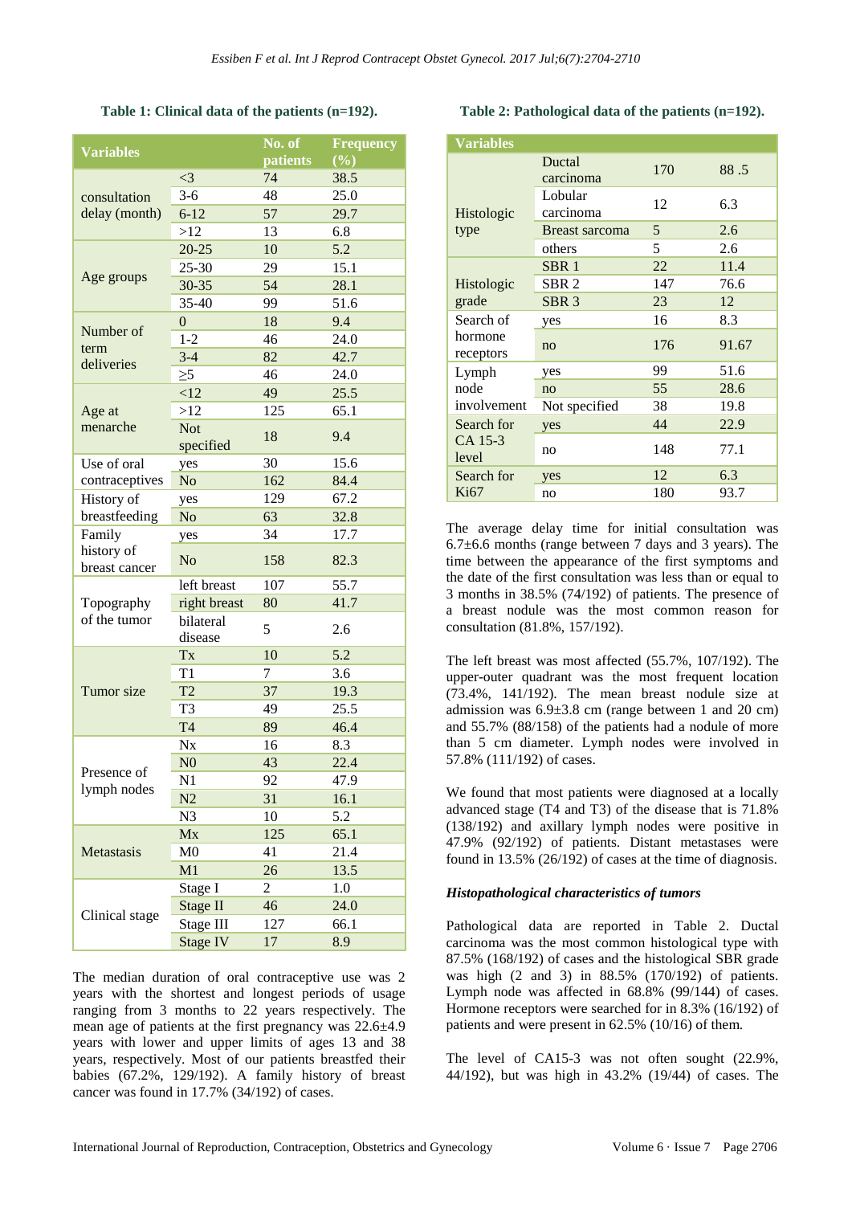**Table 1: Clinical data of the patients (n=192).**

| Variables | | No. of patients | Frequency (%) |
|---|---|---|---|
| consultation delay (month) | <3 | 74 | 38.5 |
| | 3-6 | 48 | 25.0 |
| | 6-12 | 57 | 29.7 |
| | >12 | 13 | 6.8 |
| Age groups | 20-25 | 10 | 5.2 |
| | 25-30 | 29 | 15.1 |
| | 30-35 | 54 | 28.1 |
| | 35-40 | 99 | 51.6 |
| Number of term deliveries | 0 | 18 | 9.4 |
| | 1-2 | 46 | 24.0 |
| | 3-4 | 82 | 42.7 |
| | ≥5 | 46 | 24.0 |
| Age at menarche | <12 | 49 | 25.5 |
| | >12 | 125 | 65.1 |
| | Not specified | 18 | 9.4 |
| Use of oral contraceptives | yes | 30 | 15.6 |
| | No | 162 | 84.4 |
| History of breastfeeding | yes | 129 | 67.2 |
| | No | 63 | 32.8 |
| Family history of breast cancer | yes | 34 | 17.7 |
| | No | 158 | 82.3 |
| Topography of the tumor | left breast | 107 | 55.7 |
| | right breast | 80 | 41.7 |
| | bilateral disease | 5 | 2.6 |
| Tumor size | Tx | 10 | 5.2 |
| | T1 | 7 | 3.6 |
| | T2 | 37 | 19.3 |
| | T3 | 49 | 25.5 |
| | T4 | 89 | 46.4 |
| Presence of lymph nodes | Nx | 16 | 8.3 |
| | N0 | 43 | 22.4 |
| | N1 | 92 | 47.9 |
| | N2 | 31 | 16.1 |
| | N3 | 10 | 5.2 |
| Metastasis | Mx | 125 | 65.1 |
| | M0 | 41 | 21.4 |
| | M1 | 26 | 13.5 |
| Clinical stage | Stage I | 2 | 1.0 |
| | Stage II | 46 | 24.0 |
| | Stage III | 127 | 66.1 |
| | Stage IV | 17 | 8.9 |

The median duration of oral contraceptive use was 2 years with the shortest and longest periods of usage ranging from 3 months to 22 years respectively. The mean age of patients at the first pregnancy was 22.6±4.9 years with lower and upper limits of ages 13 and 38 years, respectively. Most of our patients breastfed their babies (67.2%, 129/192). A family history of breast cancer was found in 17.7% (34/192) of cases.

**Table 2: Pathological data of the patients (n=192).**

| Variables | | | |
|---|---|---|---|
| Histologic type | Ductal carcinoma | 170 | 88 .5 |
| | Lobular carcinoma | 12 | 6.3 |
| | Breast sarcoma | 5 | 2.6 |
| | others | 5 | 2.6 |
| Histologic grade | SBR 1 | 22 | 11.4 |
| | SBR 2 | 147 | 76.6 |
| | SBR 3 | 23 | 12 |
| Search of hormone receptors | yes | 16 | 8.3 |
| | no | 176 | 91.67 |
| Lymph node involvement | yes | 99 | 51.6 |
| | no | 55 | 28.6 |
| | Not specified | 38 | 19.8 |
| Search for CA 15-3 level | yes | 44 | 22.9 |
| | no | 148 | 77.1 |
| Search for Ki67 | yes | 12 | 6.3 |
| | no | 180 | 93.7 |

The average delay time for initial consultation was 6.7±6.6 months (range between 7 days and 3 years). The time between the appearance of the first symptoms and the date of the first consultation was less than or equal to 3 months in 38.5% (74/192) of patients. The presence of a breast nodule was the most common reason for consultation (81.8%, 157/192).

The left breast was most affected (55.7%, 107/192). The upper-outer quadrant was the most frequent location (73.4%, 141/192). The mean breast nodule size at admission was 6.9±3.8 cm (range between 1 and 20 cm) and 55.7% (88/158) of the patients had a nodule of more than 5 cm diameter. Lymph nodes were involved in 57.8% (111/192) of cases.

We found that most patients were diagnosed at a locally advanced stage (T4 and T3) of the disease that is 71.8% (138/192) and axillary lymph nodes were positive in 47.9% (92/192) of patients. Distant metastases were found in 13.5% (26/192) of cases at the time of diagnosis.

### *Histopathological characteristics of tumors*

Pathological data are reported in Table 2. Ductal carcinoma was the most common histological type with 87.5% (168/192) of cases and the histological SBR grade was high (2 and 3) in 88.5% (170/192) of patients. Lymph node was affected in 68.8% (99/144) of cases. Hormone receptors were searched for in 8.3% (16/192) of patients and were present in 62.5% (10/16) of them.

The level of CA15-3 was not often sought (22.9%, 44/192), but was high in 43.2% (19/44) of cases. The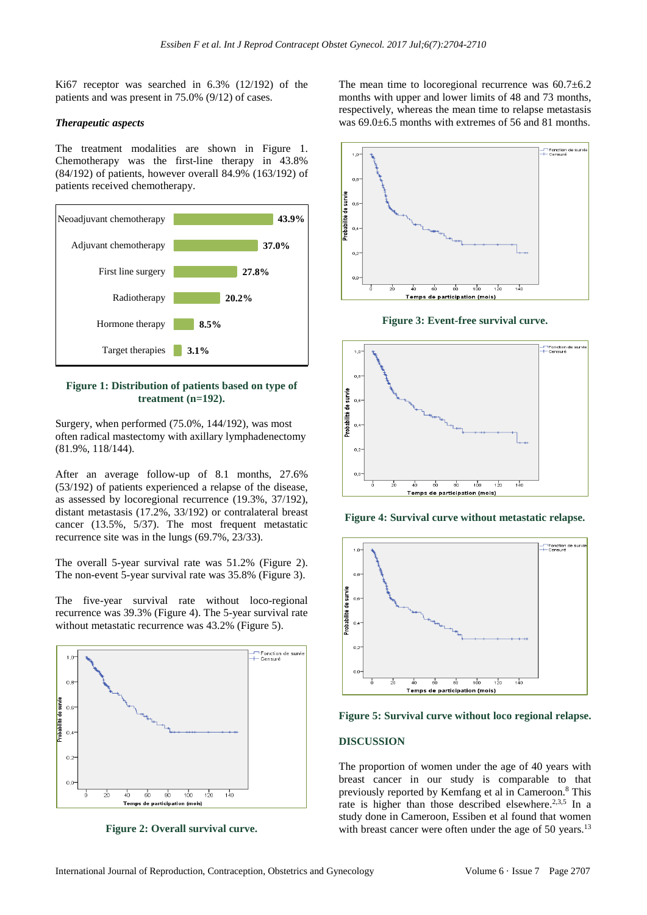Ki67 receptor was searched in 6.3% (12/192) of the patients and was present in 75.0% (9/12) of cases.

### *Therapeutic aspects*

The treatment modalities are shown in Figure 1. Chemotherapy was the first-line therapy in 43.8% (84/192) of patients, however overall 84.9% (163/192) of patients received chemotherapy.

| Treatment | % |
|---|---|
| Neoadjuvant chemotherapy | 43.9% |
| Adjuvant chemotherapy | 37.0% |
| First line surgery | 27.8% |
| Radiotherapy | 20.2% |
| Hormone therapy | 8.5% |
| Target therapies | 3.1% |

**Figure 1: Distribution of patients based on type of treatment (n=192).**

Surgery, when performed (75.0%, 144/192), was most often radical mastectomy with axillary lymphadenectomy (81.9%, 118/144).

After an average follow-up of 8.1 months, 27.6% (53/192) of patients experienced a relapse of the disease, as assessed by locoregional recurrence (19.3%, 37/192), distant metastasis (17.2%, 33/192) or contralateral breast cancer (13.5%, 5/37). The most frequent metastatic recurrence site was in the lungs (69.7%, 23/33).

The overall 5-year survival rate was 51.2% (Figure 2). The non-event 5-year survival rate was 35.8% (Figure 3).

The five-year survival rate without loco-regional recurrence was 39.3% (Figure 4). The 5-year survival rate without metastatic recurrence was 43.2% (Figure 5).

**Figure 2: Overall survival curve.**

The mean time to locoregional recurrence was 60.7±6.2 months with upper and lower limits of 48 and 73 months, respectively, whereas the mean time to relapse metastasis was 69.0±6.5 months with extremes of 56 and 81 months.

**Figure 3: Event-free survival curve.**

**Figure 4: Survival curve without metastatic relapse.**

**Figure 5: Survival curve without loco regional relapse.**

## DISCUSSION

The proportion of women under the age of 40 years with breast cancer in our study is comparable to that previously reported by Kemfang et al in Cameroon.[8] This rate is higher than those described elsewhere.[2,3,5] In a study done in Cameroon, Essiben et al found that women with breast cancer were often under the age of 50 years.[13]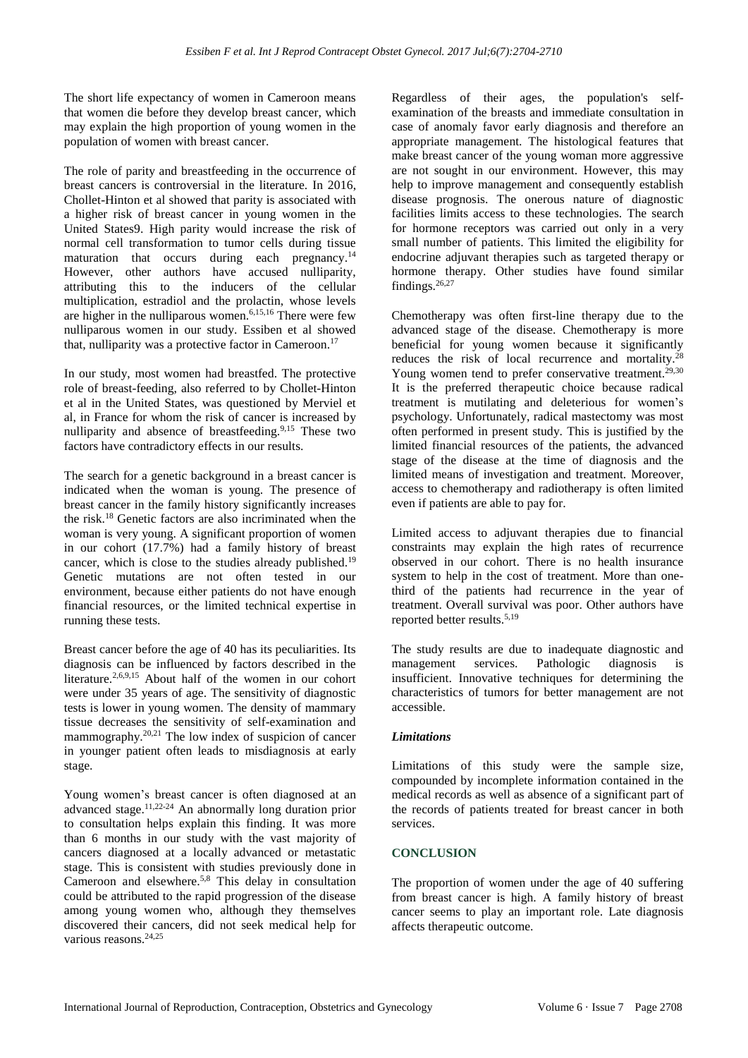The short life expectancy of women in Cameroon means that women die before they develop breast cancer, which may explain the high proportion of young women in the population of women with breast cancer.

The role of parity and breastfeeding in the occurrence of breast cancers is controversial in the literature. In 2016, Chollet-Hinton et al showed that parity is associated with a higher risk of breast cancer in young women in the United States9. High parity would increase the risk of normal cell transformation to tumor cells during tissue maturation that occurs during each pregnancy.[14] However, other authors have accused nulliparity, attributing this to the inducers of the cellular multiplication, estradiol and the prolactin, whose levels are higher in the nulliparous women.[6,15,16] There were few nulliparous women in our study. Essiben et al showed that, nulliparity was a protective factor in Cameroon.[17]

In our study, most women had breastfed. The protective role of breast-feeding, also referred to by Chollet-Hinton et al in the United States, was questioned by Merviel et al, in France for whom the risk of cancer is increased by nulliparity and absence of breastfeeding.[9,15] These two factors have contradictory effects in our results.

The search for a genetic background in a breast cancer is indicated when the woman is young. The presence of breast cancer in the family history significantly increases the risk.[18] Genetic factors are also incriminated when the woman is very young. A significant proportion of women in our cohort (17.7%) had a family history of breast cancer, which is close to the studies already published.[19] Genetic mutations are not often tested in our environment, because either patients do not have enough financial resources, or the limited technical expertise in running these tests.

Breast cancer before the age of 40 has its peculiarities. Its diagnosis can be influenced by factors described in the literature.[2,6,9,15] About half of the women in our cohort were under 35 years of age. The sensitivity of diagnostic tests is lower in young women. The density of mammary tissue decreases the sensitivity of self-examination and mammography.[20,21] The low index of suspicion of cancer in younger patient often leads to misdiagnosis at early stage.

Young women's breast cancer is often diagnosed at an advanced stage.[11,22-24] An abnormally long duration prior to consultation helps explain this finding. It was more than 6 months in our study with the vast majority of cancers diagnosed at a locally advanced or metastatic stage. This is consistent with studies previously done in Cameroon and elsewhere.[5,8] This delay in consultation could be attributed to the rapid progression of the disease among young women who, although they themselves discovered their cancers, did not seek medical help for various reasons.[24,25]

Regardless of their ages, the population's self-examination of the breasts and immediate consultation in case of anomaly favor early diagnosis and therefore an appropriate management. The histological features that make breast cancer of the young woman more aggressive are not sought in our environment. However, this may help to improve management and consequently establish disease prognosis. The onerous nature of diagnostic facilities limits access to these technologies. The search for hormone receptors was carried out only in a very small number of patients. This limited the eligibility for endocrine adjuvant therapies such as targeted therapy or hormone therapy. Other studies have found similar findings.[26,27]

Chemotherapy was often first-line therapy due to the advanced stage of the disease. Chemotherapy is more beneficial for young women because it significantly reduces the risk of local recurrence and mortality.[28] Young women tend to prefer conservative treatment.[29,30] It is the preferred therapeutic choice because radical treatment is mutilating and deleterious for women's psychology. Unfortunately, radical mastectomy was most often performed in present study. This is justified by the limited financial resources of the patients, the advanced stage of the disease at the time of diagnosis and the limited means of investigation and treatment. Moreover, access to chemotherapy and radiotherapy is often limited even if patients are able to pay for.

Limited access to adjuvant therapies due to financial constraints may explain the high rates of recurrence observed in our cohort. There is no health insurance system to help in the cost of treatment. More than one-third of the patients had recurrence in the year of treatment. Overall survival was poor. Other authors have reported better results.[5,19]

The study results are due to inadequate diagnostic and management services. Pathologic diagnosis is insufficient. Innovative techniques for determining the characteristics of tumors for better management are not accessible.

### *Limitations*

Limitations of this study were the sample size, compounded by incomplete information contained in the medical records as well as absence of a significant part of the records of patients treated for breast cancer in both services.

## CONCLUSION

The proportion of women under the age of 40 suffering from breast cancer is high. A family history of breast cancer seems to play an important role. Late diagnosis affects therapeutic outcome.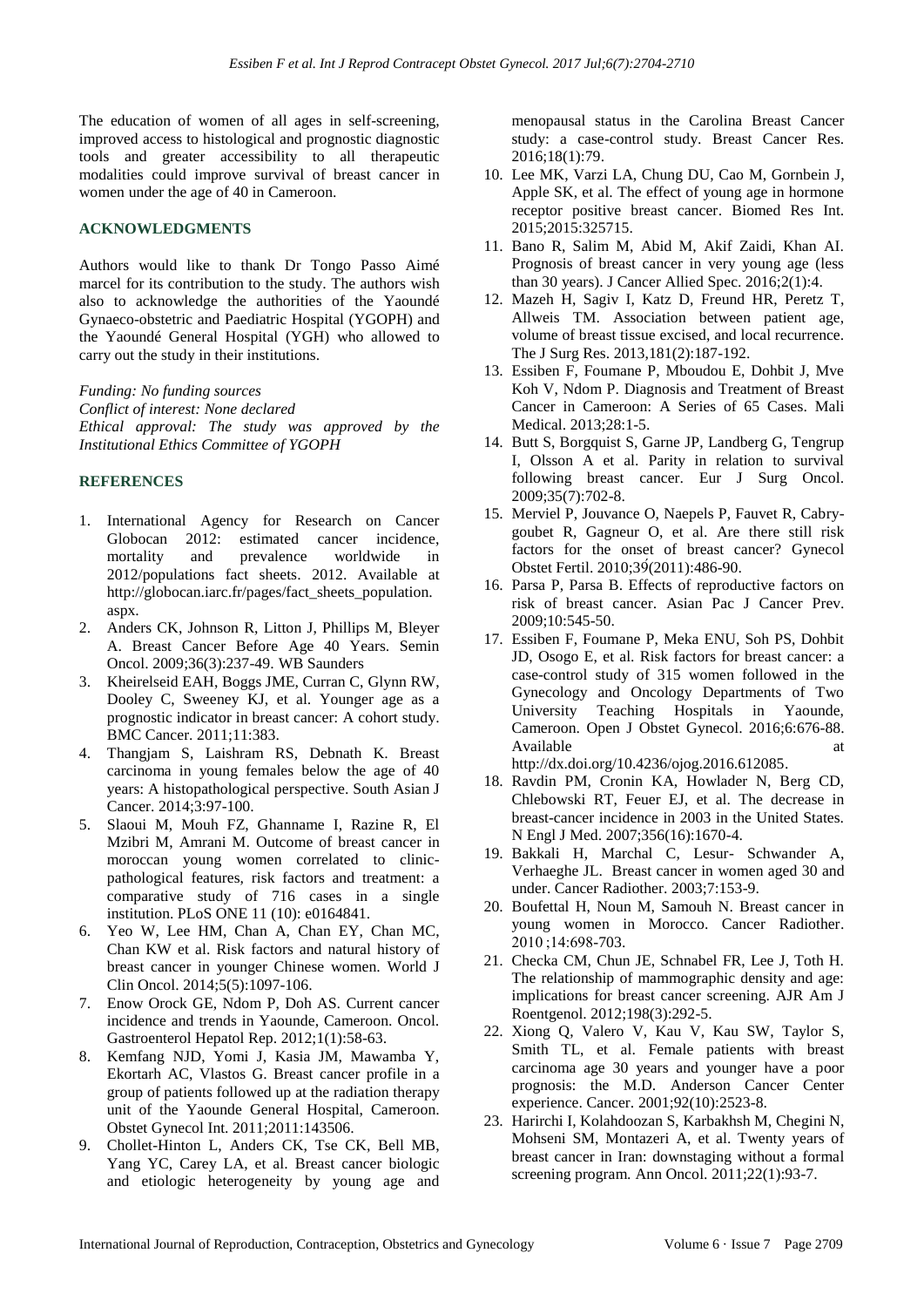The education of women of all ages in self-screening, improved access to histological and prognostic diagnostic tools and greater accessibility to all therapeutic modalities could improve survival of breast cancer in women under the age of 40 in Cameroon.

## ACKNOWLEDGMENTS

Authors would like to thank Dr Tongo Passo Aimé marcel for its contribution to the study. The authors wish also to acknowledge the authorities of the Yaoundé Gynaeco-obstetric and Paediatric Hospital (YGOPH) and the Yaoundé General Hospital (YGH) who allowed to carry out the study in their institutions.

*Funding: No funding sources*
*Conflict of interest: None declared*
*Ethical approval: The study was approved by the Institutional Ethics Committee of YGOPH*

## REFERENCES

1. International Agency for Research on Cancer Globocan 2012: estimated cancer incidence, mortality and prevalence worldwide in 2012/populations fact sheets. 2012. Available at http://globocan.iarc.fr/pages/fact_sheets_population.aspx.
2. Anders CK, Johnson R, Litton J, Phillips M, Bleyer A. Breast Cancer Before Age 40 Years. Semin Oncol. 2009;36(3):237-49. WB Saunders
3. Kheirelseid EAH, Boggs JME, Curran C, Glynn RW, Dooley C, Sweeney KJ, et al. Younger age as a prognostic indicator in breast cancer: A cohort study. BMC Cancer. 2011;11:383.
4. Thangjam S, Laishram RS, Debnath K. Breast carcinoma in young females below the age of 40 years: A histopathological perspective. South Asian J Cancer. 2014;3:97-100.
5. Slaoui M, Mouh FZ, Ghanname I, Razine R, El Mzibri M, Amrani M. Outcome of breast cancer in moroccan young women correlated to clinic-pathological features, risk factors and treatment: a comparative study of 716 cases in a single institution. PLoS ONE 11 (10): e0164841.
6. Yeo W, Lee HM, Chan A, Chan EY, Chan MC, Chan KW et al. Risk factors and natural history of breast cancer in younger Chinese women. World J Clin Oncol. 2014;5(5):1097-106.
7. Enow Orock GE, Ndom P, Doh AS. Current cancer incidence and trends in Yaounde, Cameroon. Oncol. Gastroenterol Hepatol Rep. 2012;1(1):58-63.
8. Kemfang NJD, Yomi J, Kasia JM, Mawamba Y, Ekortarh AC, Vlastos G. Breast cancer profile in a group of patients followed up at the radiation therapy unit of the Yaounde General Hospital, Cameroon. Obstet Gynecol Int. 2011;2011:143506.
9. Chollet-Hinton L, Anders CK, Tse CK, Bell MB, Yang YC, Carey LA, et al. Breast cancer biologic and etiologic heterogeneity by young age and menopausal status in the Carolina Breast Cancer study: a case-control study. Breast Cancer Res. 2016;18(1):79.
10. Lee MK, Varzi LA, Chung DU, Cao M, Gornbein J, Apple SK, et al. The effect of young age in hormone receptor positive breast cancer. Biomed Res Int. 2015;2015:325715.
11. Bano R, Salim M, Abid M, Akif Zaidi, Khan AI. Prognosis of breast cancer in very young age (less than 30 years). J Cancer Allied Spec. 2016;2(1):4.
12. Mazeh H, Sagiv I, Katz D, Freund HR, Peretz T, Allweis TM. Association between patient age, volume of breast tissue excised, and local recurrence. The J Surg Res. 2013,181(2):187-192.
13. Essiben F, Foumane P, Mboudou E, Dohbit J, Mve Koh V, Ndom P. Diagnosis and Treatment of Breast Cancer in Cameroon: A Series of 65 Cases. Mali Medical. 2013;28:1-5.
14. Butt S, Borgquist S, Garne JP, Landberg G, Tengrup I, Olsson A et al. Parity in relation to survival following breast cancer. Eur J Surg Oncol. 2009;35(7):702-8.
15. Merviel P, Jouvance O, Naepels P, Fauvet R, Cabry-goubet R, Gagneur O, et al. Are there still risk factors for the onset of breast cancer? Gynecol Obstet Fertil. 2010;39(2011):486-90.
16. Parsa P, Parsa B. Effects of reproductive factors on risk of breast cancer. Asian Pac J Cancer Prev. 2009;10:545-50.
17. Essiben F, Foumane P, Meka ENU, Soh PS, Dohbit JD, Osogo E, et al. Risk factors for breast cancer: a case-control study of 315 women followed in the Gynecology and Oncology Departments of Two University Teaching Hospitals in Yaounde, Cameroon. Open J Obstet Gynecol. 2016;6:676-88. Available at http://dx.doi.org/10.4236/ojog.2016.612085.
18. Ravdin PM, Cronin KA, Howlader N, Berg CD, Chlebowski RT, Feuer EJ, et al. The decrease in breast-cancer incidence in 2003 in the United States. N Engl J Med. 2007;356(16):1670-4.
19. Bakkali H, Marchal C, Lesur- Schwander A, Verhaeghe JL. Breast cancer in women aged 30 and under. Cancer Radiother. 2003;7:153-9.
20. Boufettal H, Noun M, Samouh N. Breast cancer in young women in Morocco. Cancer Radiother. 2010 ;14:698-703.
21. Checka CM, Chun JE, Schnabel FR, Lee J, Toth H. The relationship of mammographic density and age: implications for breast cancer screening. AJR Am J Roentgenol. 2012;198(3):292-5.
22. Xiong Q, Valero V, Kau V, Kau SW, Taylor S, Smith TL, et al. Female patients with breast carcinoma age 30 years and younger have a poor prognosis: the M.D. Anderson Cancer Center experience. Cancer. 2001;92(10):2523-8.
23. Harirchi I, Kolahdoozan S, Karbakhsh M, Chegini N, Mohseni SM, Montazeri A, et al. Twenty years of breast cancer in Iran: downstaging without a formal screening program. Ann Oncol. 2011;22(1):93-7.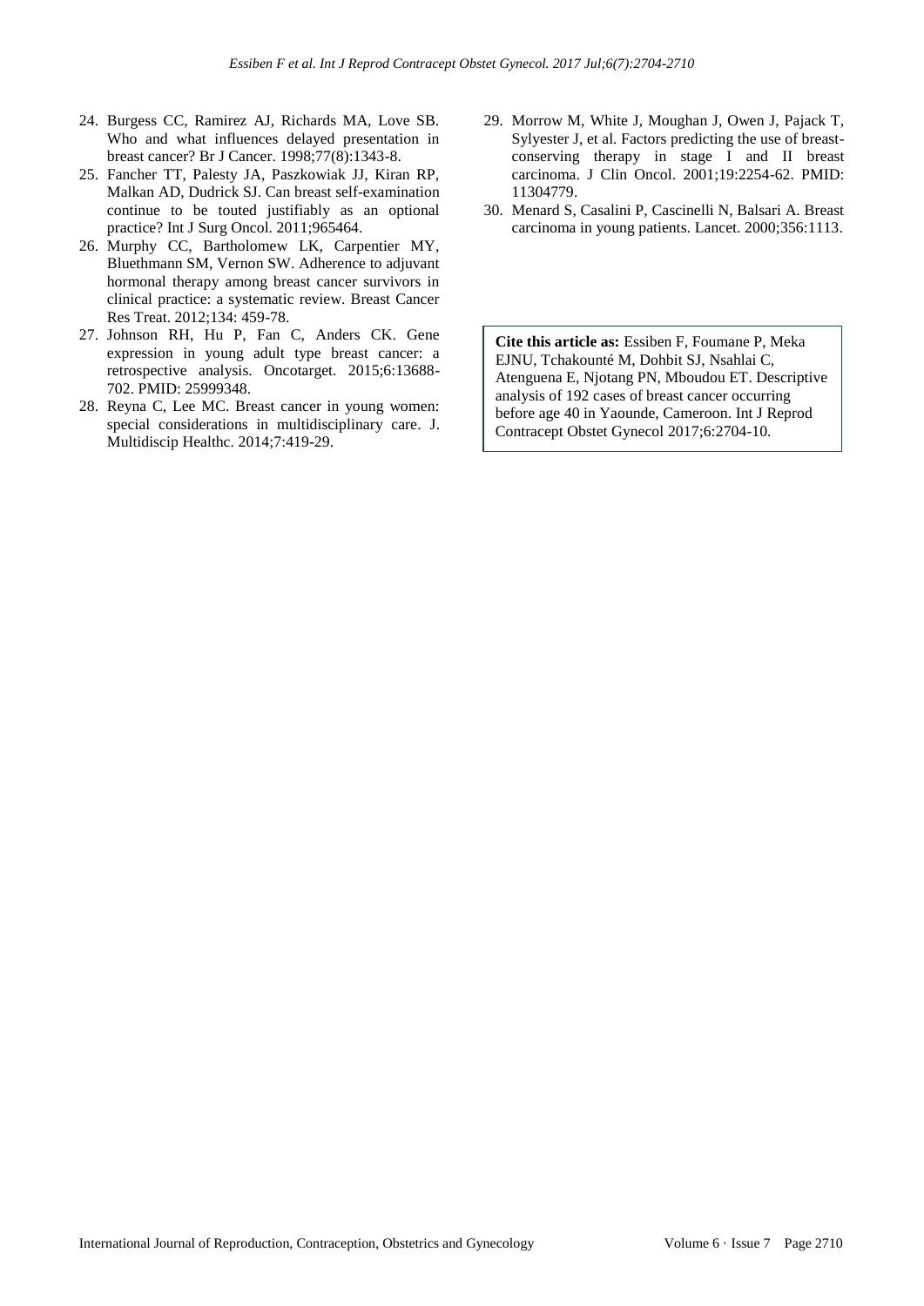24. Burgess CC, Ramirez AJ, Richards MA, Love SB. Who and what influences delayed presentation in breast cancer? Br J Cancer. 1998;77(8):1343-8.
25. Fancher TT, Palesty JA, Paszkowiak JJ, Kiran RP, Malkan AD, Dudrick SJ. Can breast self-examination continue to be touted justifiably as an optional practice? Int J Surg Oncol. 2011;965464.
26. Murphy CC, Bartholomew LK, Carpentier MY, Bluethmann SM, Vernon SW. Adherence to adjuvant hormonal therapy among breast cancer survivors in clinical practice: a systematic review. Breast Cancer Res Treat. 2012;134: 459-78.
27. Johnson RH, Hu P, Fan C, Anders CK. Gene expression in young adult type breast cancer: a retrospective analysis. Oncotarget. 2015;6:13688-702. PMID: 25999348.
28. Reyna C, Lee MC. Breast cancer in young women: special considerations in multidisciplinary care. J. Multidiscip Healthc. 2014;7:419-29.
29. Morrow M, White J, Moughan J, Owen J, Pajack T, Sylyester J, et al. Factors predicting the use of breast-conserving therapy in stage I and II breast carcinoma. J Clin Oncol. 2001;19:2254-62. PMID: 11304779.
30. Menard S, Casalini P, Cascinelli N, Balsari A. Breast carcinoma in young patients. Lancet. 2000;356:1113.

**Cite this article as:** Essiben F, Foumane P, Meka EJNU, Tchakounté M, Dohbit SJ, Nsahlai C, Atenguena E, Njotang PN, Mboudou ET. Descriptive analysis of 192 cases of breast cancer occurring before age 40 in Yaounde, Cameroon. Int J Reprod Contracept Obstet Gynecol 2017;6:2704-10.